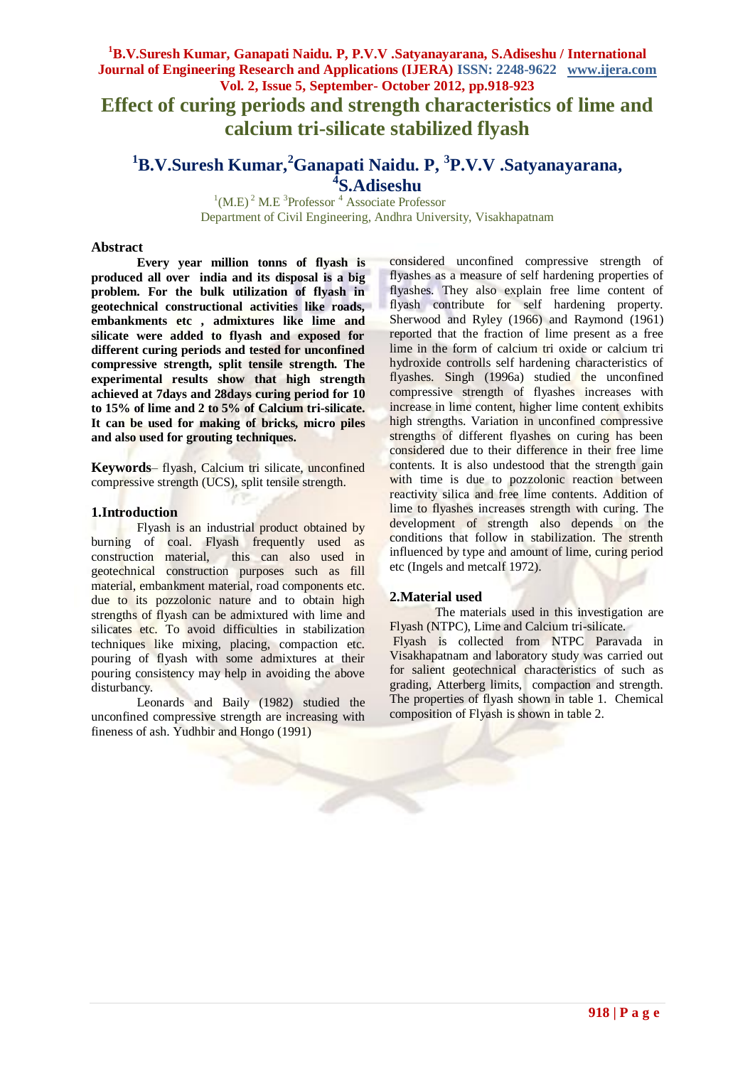# Effect of curing periods and strength characteristics of lime and calcium tri-silicate stabilized flyash

**[1]B.V.Suresh Kumar, [2]Ganapati Naidu. P, [3]P.V.V .Satyanayarana, [4]S.Adiseshu**

[1](M.E) [2] M.E [3]Professor [4] Associate Professor
Department of Civil Engineering, Andhra University, Visakhapatnam

## Abstract

**Every year million tonns of flyash is produced all over india and its disposal is a big problem. For the bulk utilization of flyash in geotechnical constructional activities like roads, embankments etc , admixtures like lime and silicate were added to flyash and exposed for different curing periods and tested for unconfined compressive strength, split tensile strength. The experimental results show that high strength achieved at 7days and 28days curing period for 10 to 15% of lime and 2 to 5% of Calcium tri-silicate. It can be used for making of bricks, micro piles and also used for grouting techniques.**

**Keywords**– flyash, Calcium tri silicate, unconfined compressive strength (UCS), split tensile strength.

## 1.Introduction

Flyash is an industrial product obtained by burning of coal. Flyash frequently used as construction material, this can also used in geotechnical construction purposes such as fill material, embankment material, road components etc. due to its pozzolonic nature and to obtain high strengths of flyash can be admixtured with lime and silicates etc. To avoid difficulties in stabilization techniques like mixing, placing, compaction etc. pouring of flyash with some admixtures at their pouring consistency may help in avoiding the above disturbancy.

Leonards and Baily (1982) studied the unconfined compressive strength are increasing with fineness of ash. Yudhbir and Hongo (1991) considered unconfined compressive strength of flyashes as a measure of self hardening properties of flyashes. They also explain free lime content of flyash contribute for self hardening property. Sherwood and Ryley (1966) and Raymond (1961) reported that the fraction of lime present as a free lime in the form of calcium tri oxide or calcium tri hydroxide controlls self hardening characteristics of flyashes. Singh (1996a) studied the unconfined compressive strength of flyashes increases with increase in lime content, higher lime content exhibits high strengths. Variation in unconfined compressive strengths of different flyashes on curing has been considered due to their difference in their free lime contents. It is also undestood that the strength gain with time is due to pozzolonic reaction between reactivity silica and free lime contents. Addition of lime to flyashes increases strength with curing. The development of strength also depends on the conditions that follow in stabilization. The strenth influenced by type and amount of lime, curing period etc (Ingels and metcalf 1972).

## 2.Material used

The materials used in this investigation are Flyash (NTPC), Lime and Calcium tri-silicate.

Flyash is collected from NTPC Paravada in Visakhapatnam and laboratory study was carried out for salient geotechnical characteristics of such as grading, Atterberg limits, compaction and strength. The properties of flyash shown in table 1. Chemical composition of Flyash is shown in table 2.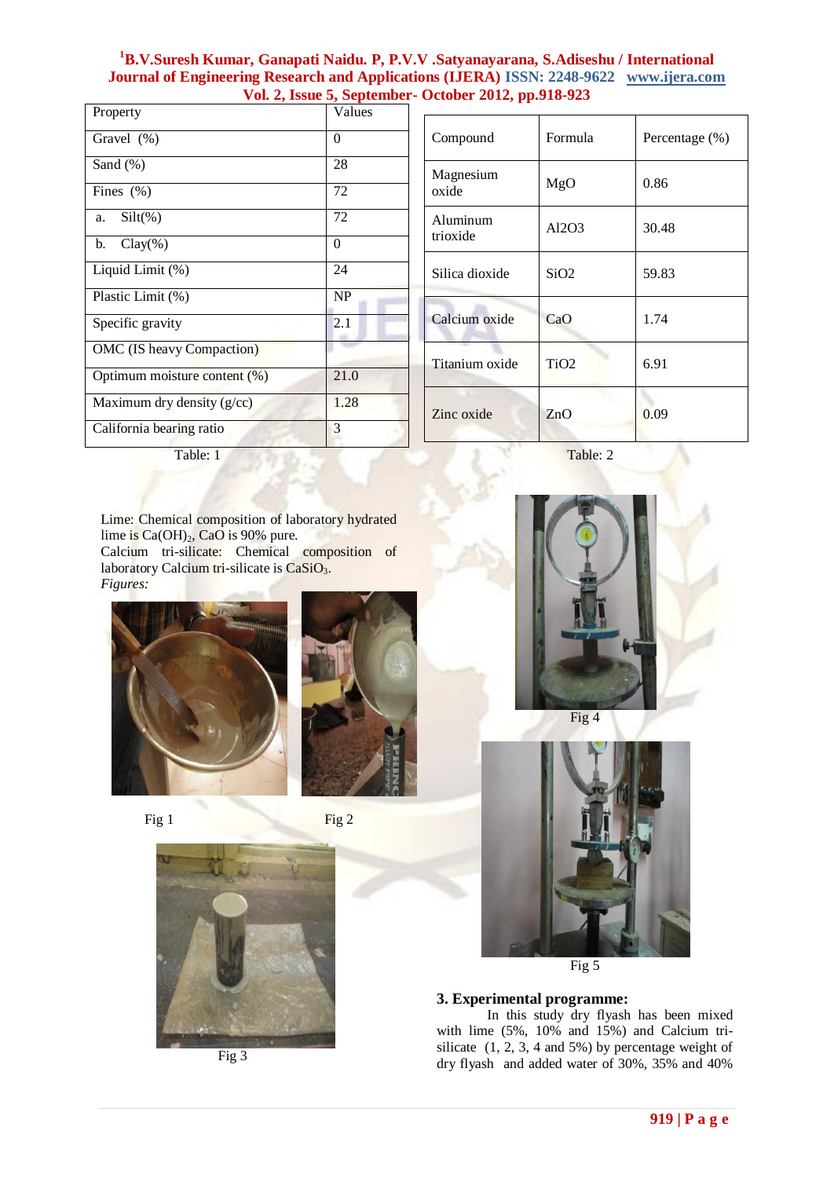| Property | Values |
|---|---|
| Gravel (%) | 0 |
| Sand (%) | 28 |
| Fines (%) | 72 |
| a. Silt(%) | 72 |
| b. Clay(%) | 0 |
| Liquid Limit (%) | 24 |
| Plastic Limit (%) | NP |
| Specific gravity | 2.1 |
| OMC (IS heavy Compaction) | |
| Optimum moisture content (%) | 21.0 |
| Maximum dry density (g/cc) | 1.28 |
| California bearing ratio | 3 |

Table: 1

| Compound | Formula | Percentage (%) |
|---|---|---|
| Magnesium oxide | $MgO$ | 0.86 |
| Aluminum trioxide | $Al_2O_3$ | 30.48 |
| Silica dioxide | $SiO_2$ | 59.83 |
| Calcium oxide | $CaO$ | 1.74 |
| Titanium oxide | $TiO_2$ | 6.91 |
| Zinc oxide | $ZnO$ | 0.09 |

Table: 2

Lime: Chemical composition of laboratory hydrated lime is $Ca(OH)_2$, $CaO$ is 90% pure.
Calcium tri-silicate: Chemical composition of laboratory Calcium tri-silicate is $CaSiO_3$.

*Figures:*

Fig 1

Fig 2

Fig 3

Fig 4

Fig 5

## 3. Experimental programme:

In this study dry flyash has been mixed with lime (5%, 10% and 15%) and Calcium tri-silicate (1, 2, 3, 4 and 5%) by percentage weight of dry flyash and added water of 30%, 35% and 40%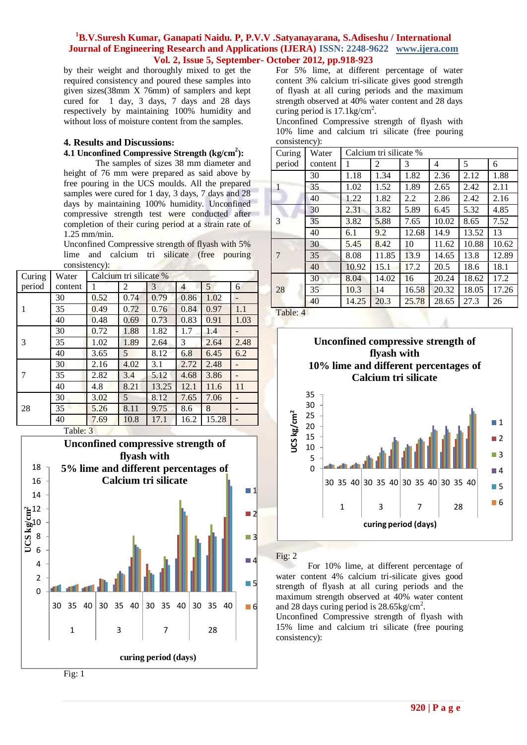by their weight and thoroughly mixed to get the required consistency and poured these samples into given sizes(38mm X 76mm) of samplers and kept cured for 1 day, 3 days, 7 days and 28 days respectively by maintaining 100% humidity and without loss of moisture content from the samples.

## 4. Results and Discussions:

### 4.1 Unconfined Compressive Strength (kg/cm$^2$):

The samples of sizes 38 mm diameter and height of 76 mm were prepared as said above by free pouring in the UCS moulds. All the prepared samples were cured for 1 day, 3 days, 7 days and 28 days by maintaining 100% humidity. Unconfined compressive strength test were conducted after completion of their curing period at a strain rate of 1.25 mm/min.

Unconfined Compressive strength of flyash with 5% lime and calcium tri silicate (free pouring consistency):

| Curing period | Water content | Calcium tri silicate % | | | | | |
|---|---|---|---|---|---|---|---|
| | | 1 | 2 | 3 | 4 | 5 | 6 |
| 1 | 30 | 0.52 | 0.74 | 0.79 | 0.86 | 1.02 | - |
| | 35 | 0.49 | 0.72 | 0.76 | 0.84 | 0.97 | 1.1 |
| | 40 | 0.48 | 0.69 | 0.73 | 0.83 | 0.91 | 1.03 |
| 3 | 30 | 0.72 | 1.88 | 1.82 | 1.7 | 1.4 | - |
| | 35 | 1.02 | 1.89 | 2.64 | 3 | 2.64 | 2.48 |
| | 40 | 3.65 | 5 | 8.12 | 6.8 | 6.45 | 6.2 |
| 7 | 30 | 2.16 | 4.02 | 3.1 | 2.72 | 2.48 | - |
| | 35 | 2.82 | 3.4 | 5.12 | 4.68 | 3.86 | - |
| | 40 | 4.8 | 8.21 | 13.25 | 12.1 | 11.6 | 11 |
| 28 | 30 | 3.02 | 5 | 8.12 | 7.65 | 7.06 | - |
| | 35 | 5.26 | 8.11 | 9.75 | 8.6 | 8 | - |
| | 40 | 7.69 | 10.8 | 17.1 | 16.2 | 15.28 | - |

Table: 3

Fig: 1

For 5% lime, at different percentage of water content 3% calcium tri-silicate gives good strength of flyash at all curing periods and the maximum strength observed at 40% water content and 28 days curing period is 17.1kg/cm$^2$.

Unconfined Compressive strength of flyash with 10% lime and calcium tri silicate (free pouring consistency):

| Curing period | Water content | Calcium tri silicate % | | | | | |
|---|---|---|---|---|---|---|---|
| | | 1 | 2 | 3 | 4 | 5 | 6 |
| 1 | 30 | 1.18 | 1.34 | 1.82 | 2.36 | 2.12 | 1.88 |
| | 35 | 1.02 | 1.52 | 1.89 | 2.65 | 2.42 | 2.11 |
| | 40 | 1.22 | 1.82 | 2.2 | 2.86 | 2.42 | 2.16 |
| 3 | 30 | 2.31 | 3.82 | 5.89 | 6.45 | 5.32 | 4.85 |
| | 35 | 3.82 | 5.88 | 7.65 | 10.02 | 8.65 | 7.52 |
| | 40 | 6.1 | 9.2 | 12.68 | 14.9 | 13.52 | 13 |
| 7 | 30 | 5.45 | 8.42 | 10 | 11.62 | 10.88 | 10.62 |
| | 35 | 8.08 | 11.85 | 13.9 | 14.65 | 13.8 | 12.89 |
| | 40 | 10.92 | 15.1 | 17.2 | 20.5 | 18.6 | 18.1 |
| 28 | 30 | 8.04 | 14.02 | 16 | 20.24 | 18.62 | 17.2 |
| | 35 | 10.3 | 14 | 16.58 | 20.32 | 18.05 | 17.26 |
| | 40 | 14.25 | 20.3 | 25.78 | 28.65 | 27.3 | 26 |

Table: 4

Fig: 2

For 10% lime, at different percentage of water content 4% calcium tri-silicate gives good strength of flyash at all curing periods and the maximum strength observed at 40% water content and 28 days curing period is 28.65kg/cm$^2$.

Unconfined Compressive strength of flyash with 15% lime and calcium tri silicate (free pouring consistency):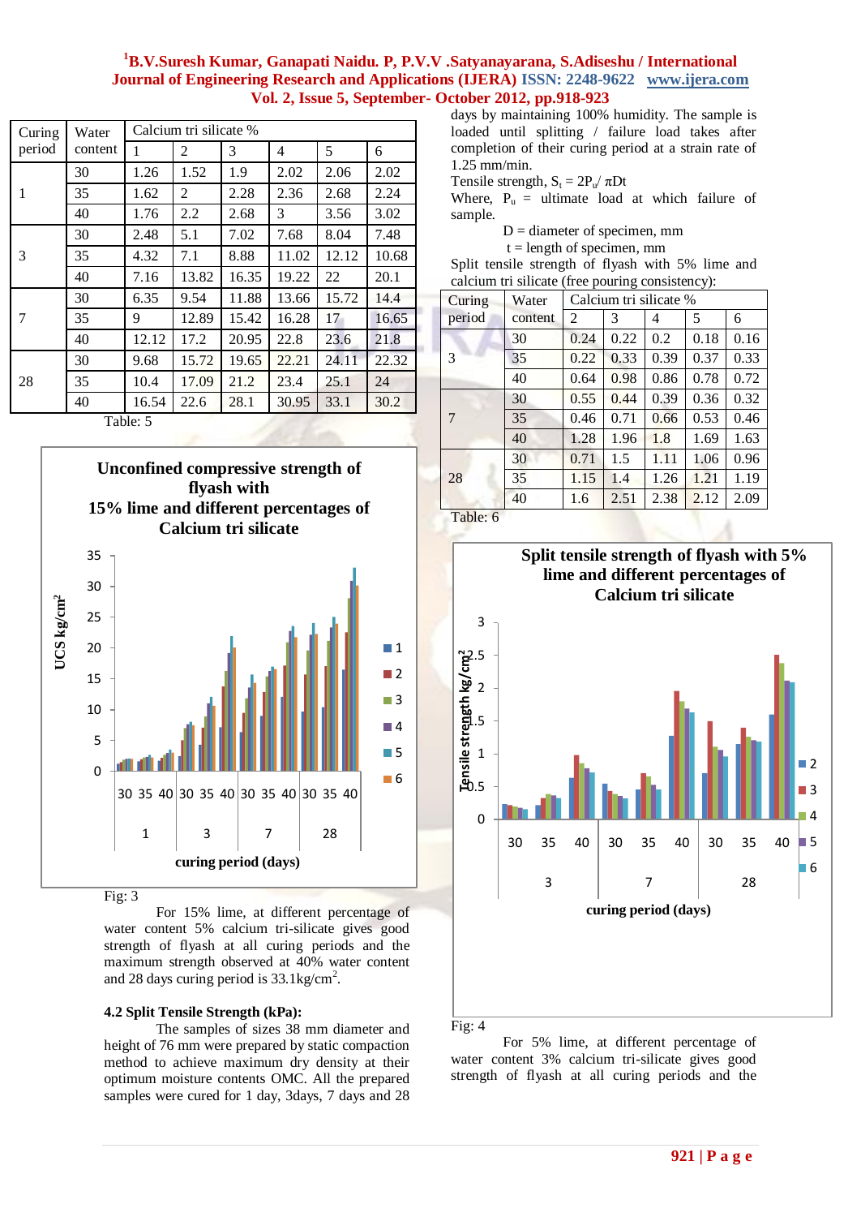| Curing period | Water content | Calcium tri silicate % | | | | | |
|---|---|---|---|---|---|---|---|
| | | 1 | 2 | 3 | 4 | 5 | 6 |
| 1 | 30 | 1.26 | 1.52 | 1.9 | 2.02 | 2.06 | 2.02 |
| | 35 | 1.62 | 2 | 2.28 | 2.36 | 2.68 | 2.24 |
| | 40 | 1.76 | 2.2 | 2.68 | 3 | 3.56 | 3.02 |
| 3 | 30 | 2.48 | 5.1 | 7.02 | 7.68 | 8.04 | 7.48 |
| | 35 | 4.32 | 7.1 | 8.88 | 11.02 | 12.12 | 10.68 |
| | 40 | 7.16 | 13.82 | 16.35 | 19.22 | 22 | 20.1 |
| 7 | 30 | 6.35 | 9.54 | 11.88 | 13.66 | 15.72 | 14.4 |
| | 35 | 9 | 12.89 | 15.42 | 16.28 | 17 | 16.65 |
| | 40 | 12.12 | 17.2 | 20.95 | 22.8 | 23.6 | 21.8 |
| 28 | 30 | 9.68 | 15.72 | 19.65 | 22.21 | 24.11 | 22.32 |
| | 35 | 10.4 | 17.09 | 21.2 | 23.4 | 25.1 | 24 |
| | 40 | 16.54 | 22.6 | 28.1 | 30.95 | 33.1 | 30.2 |

Table: 5

Fig: 3

For 15% lime, at different percentage of water content 5% calcium tri-silicate gives good strength of flyash at all curing periods and the maximum strength observed at 40% water content and 28 days curing period is 33.1kg/cm$^2$.

### 4.2 Split Tensile Strength (kPa):

The samples of sizes 38 mm diameter and height of 76 mm were prepared by static compaction method to achieve maximum dry density at their optimum moisture contents OMC. All the prepared samples were cured for 1 day, 3days, 7 days and 28 days by maintaining 100% humidity. The sample is loaded until splitting / failure load takes after completion of their curing period at a strain rate of 1.25 mm/min.

Tensile strength, $S_t = 2P_u / \pi D t$

Where, $P_u$ = ultimate load at which failure of sample.

D = diameter of specimen, mm

t = length of specimen, mm

Split tensile strength of flyash with 5% lime and calcium tri silicate (free pouring consistency):

| Curing period | Water content | Calcium tri silicate % | | | | |
|---|---|---|---|---|---|---|
| | | 2 | 3 | 4 | 5 | 6 |
| 3 | 30 | 0.24 | 0.22 | 0.2 | 0.18 | 0.16 |
| | 35 | 0.22 | 0.33 | 0.39 | 0.37 | 0.33 |
| | 40 | 0.64 | 0.98 | 0.86 | 0.78 | 0.72 |
| 7 | 30 | 0.55 | 0.44 | 0.39 | 0.36 | 0.32 |
| | 35 | 0.46 | 0.71 | 0.66 | 0.53 | 0.46 |
| | 40 | 1.28 | 1.96 | 1.8 | 1.69 | 1.63 |
| 28 | 30 | 0.71 | 1.5 | 1.11 | 1.06 | 0.96 |
| | 35 | 1.15 | 1.4 | 1.26 | 1.21 | 1.19 |
| | 40 | 1.6 | 2.51 | 2.38 | 2.12 | 2.09 |

Table: 6

Fig: 4

For 5% lime, at different percentage of water content 3% calcium tri-silicate gives good strength of flyash at all curing periods and the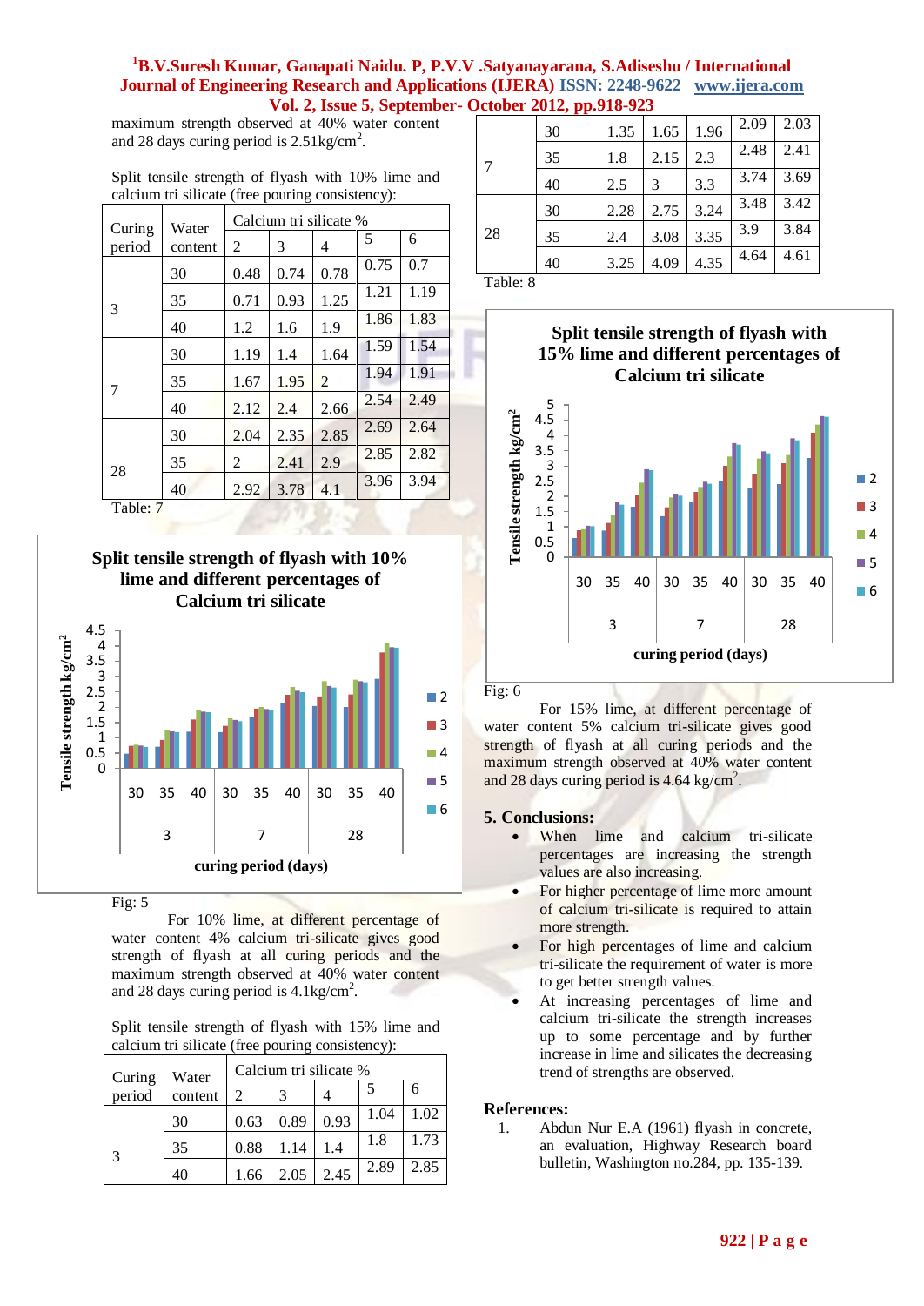maximum strength observed at 40% water content and 28 days curing period is 2.51kg/cm$^2$.

Split tensile strength of flyash with 10% lime and calcium tri silicate (free pouring consistency):

| Curing period | Water content | Calcium tri silicate % | | | | |
|---|---|---|---|---|---|---|
| | | 2 | 3 | 4 | 5 | 6 |
| 3 | 30 | 0.48 | 0.74 | 0.78 | 0.75 | 0.7 |
| | 35 | 0.71 | 0.93 | 1.25 | 1.21 | 1.19 |
| | 40 | 1.2 | 1.6 | 1.9 | 1.86 | 1.83 |
| 7 | 30 | 1.19 | 1.4 | 1.64 | 1.59 | 1.54 |
| | 35 | 1.67 | 1.95 | 2 | 1.94 | 1.91 |
| | 40 | 2.12 | 2.4 | 2.66 | 2.54 | 2.49 |
| 28 | 30 | 2.04 | 2.35 | 2.85 | 2.69 | 2.64 |
| | 35 | 2 | 2.41 | 2.9 | 2.85 | 2.82 |
| | 40 | 2.92 | 3.78 | 4.1 | 3.96 | 3.94 |

Table: 7

Fig: 5

For 10% lime, at different percentage of water content 4% calcium tri-silicate gives good strength of flyash at all curing periods and the maximum strength observed at 40% water content and 28 days curing period is 4.1kg/cm$^2$.

Split tensile strength of flyash with 15% lime and calcium tri silicate (free pouring consistency):

| Curing period | Water content | Calcium tri silicate % | | | | |
|---|---|---|---|---|---|---|
| | | 2 | 3 | 4 | 5 | 6 |
| 3 | 30 | 0.63 | 0.89 | 0.93 | 1.04 | 1.02 |
| | 35 | 0.88 | 1.14 | 1.4 | 1.8 | 1.73 |
| | 40 | 1.66 | 2.05 | 2.45 | 2.89 | 2.85 |
| 7 | 30 | 1.35 | 1.65 | 1.96 | 2.09 | 2.03 |
| | 35 | 1.8 | 2.15 | 2.3 | 2.48 | 2.41 |
| | 40 | 2.5 | 3 | 3.3 | 3.74 | 3.69 |
| 28 | 30 | 2.28 | 2.75 | 3.24 | 3.48 | 3.42 |
| | 35 | 2.4 | 3.08 | 3.35 | 3.9 | 3.84 |
| | 40 | 3.25 | 4.09 | 4.35 | 4.64 | 4.61 |

Table: 8

Fig: 6

For 15% lime, at different percentage of water content 5% calcium tri-silicate gives good strength of flyash at all curing periods and the maximum strength observed at 40% water content and 28 days curing period is 4.64 kg/cm$^2$.

## 5. Conclusions:

- When lime and calcium tri-silicate percentages are increasing the strength values are also increasing.
- For higher percentage of lime more amount of calcium tri-silicate is required to attain more strength.
- For high percentages of lime and calcium tri-silicate the requirement of water is more to get better strength values.
- At increasing percentages of lime and calcium tri-silicate the strength increases up to some percentage and by further increase in lime and silicates the decreasing trend of strengths are observed.

## References:

1. Abdun Nur E.A (1961) flyash in concrete, an evaluation, Highway Research board bulletin, Washington no.284, pp. 135-139.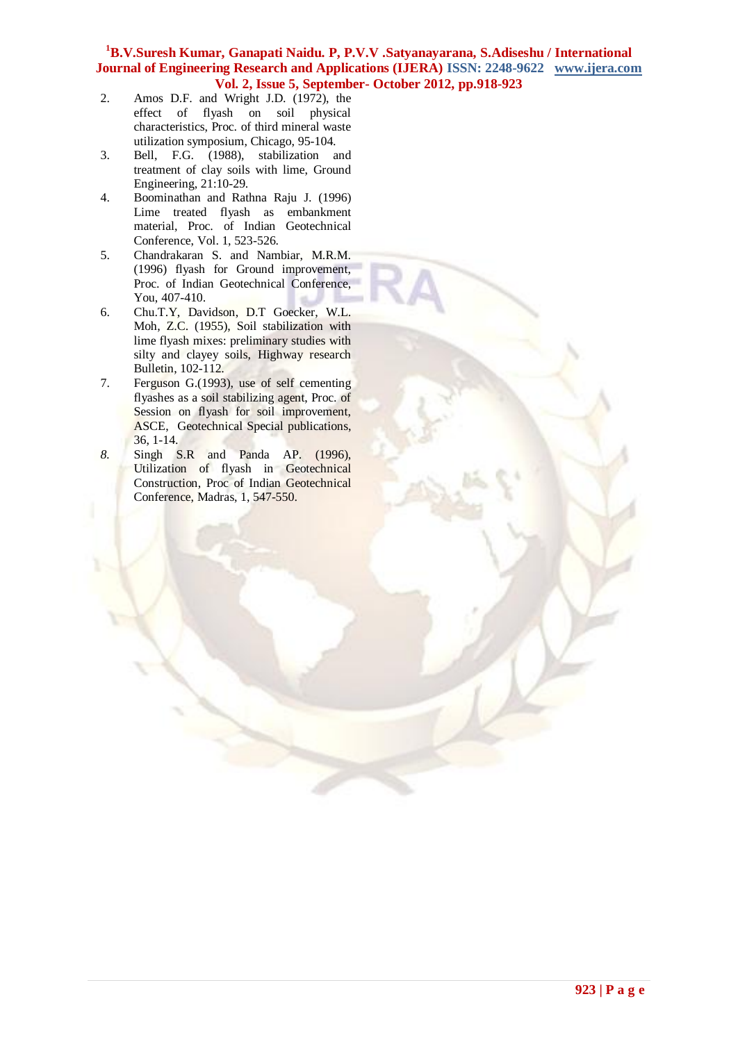2. Amos D.F. and Wright J.D. (1972), the effect of flyash on soil physical characteristics, Proc. of third mineral waste utilization symposium, Chicago, 95-104.
3. Bell, F.G. (1988), stabilization and treatment of clay soils with lime, Ground Engineering, 21:10-29.
4. Boominathan and Rathna Raju J. (1996) Lime treated flyash as embankment material, Proc. of Indian Geotechnical Conference, Vol. 1, 523-526.
5. Chandrakaran S. and Nambiar, M.R.M. (1996) flyash for Ground improvement, Proc. of Indian Geotechnical Conference, You, 407-410.
6. Chu.T.Y, Davidson, D.T Goecker, W.L. Moh, Z.C. (1955), Soil stabilization with lime flyash mixes: preliminary studies with silty and clayey soils, Highway research Bulletin, 102-112.
7. Ferguson G.(1993), use of self cementing flyashes as a soil stabilizing agent, Proc. of Session on flyash for soil improvement, ASCE, Geotechnical Special publications, 36, 1-14.
8. Singh S.R and Panda AP. (1996), Utilization of flyash in Geotechnical Construction, Proc of Indian Geotechnical Conference, Madras, 1, 547-550.